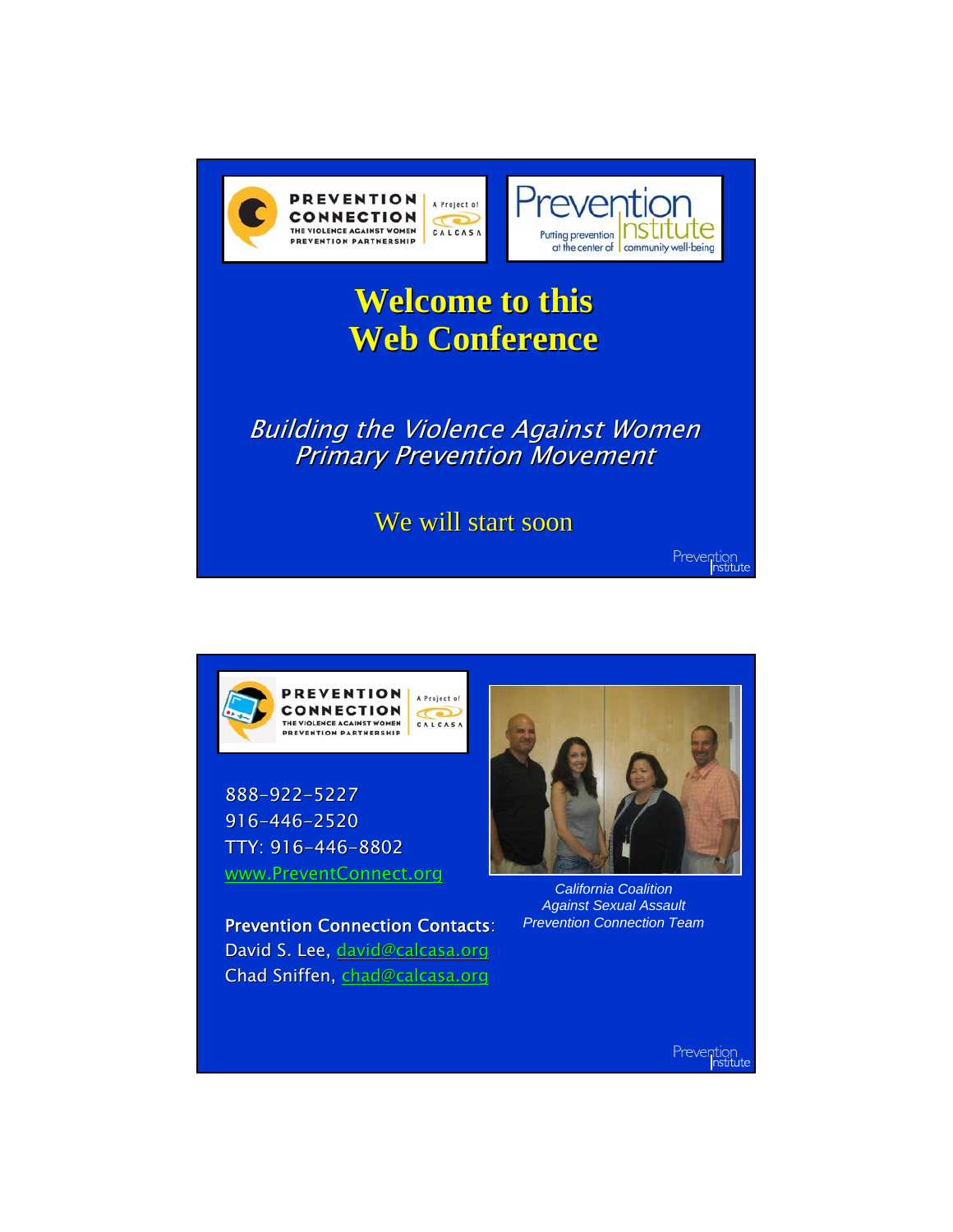PREVENTION CONNECTION
THE VIOLENCE AGAINST WOMEN PREVENTION PARTNERSHIP
A Project of CALCASA

Prevention Institute
Putting prevention at the center of community well-being

# Welcome to this Web Conference

*Building the Violence Against Women Primary Prevention Movement*

We will start soon

---

PREVENTION CONNECTION
THE VIOLENCE AGAINST WOMEN PREVENTION PARTNERSHIP
A Project of CALCASA

888-922-5227
916-446-2520
TTY: 916-446-8802
www.PreventConnect.org

**Prevention Connection Contacts**:
David S. Lee, david@calcasa.org
Chad Sniffen, chad@calcasa.org

*California Coalition Against Sexual Assault Prevention Connection Team*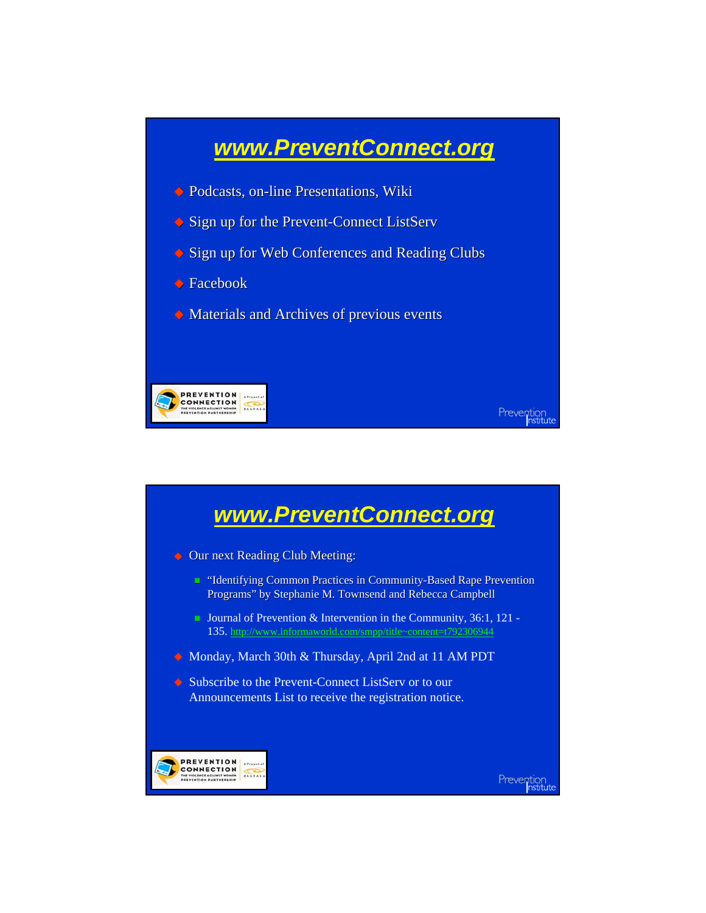## www.PreventConnect.org

- Podcasts, on-line Presentations, Wiki
- Sign up for the Prevent-Connect ListServ
- Sign up for Web Conferences and Reading Clubs
- Facebook
- Materials and Archives of previous events

## www.PreventConnect.org

- Our next Reading Club Meeting:
  - "Identifying Common Practices in Community-Based Rape Prevention Programs" by Stephanie M. Townsend and Rebecca Campbell
  - Journal of Prevention & Intervention in the Community, 36:1, 121 - 135. http://www.informaworld.com/smpp/title~content=t792306944
- Monday, March 30th & Thursday, April 2nd at 11 AM PDT
- Subscribe to the Prevent-Connect ListServ or to our Announcements List to receive the registration notice.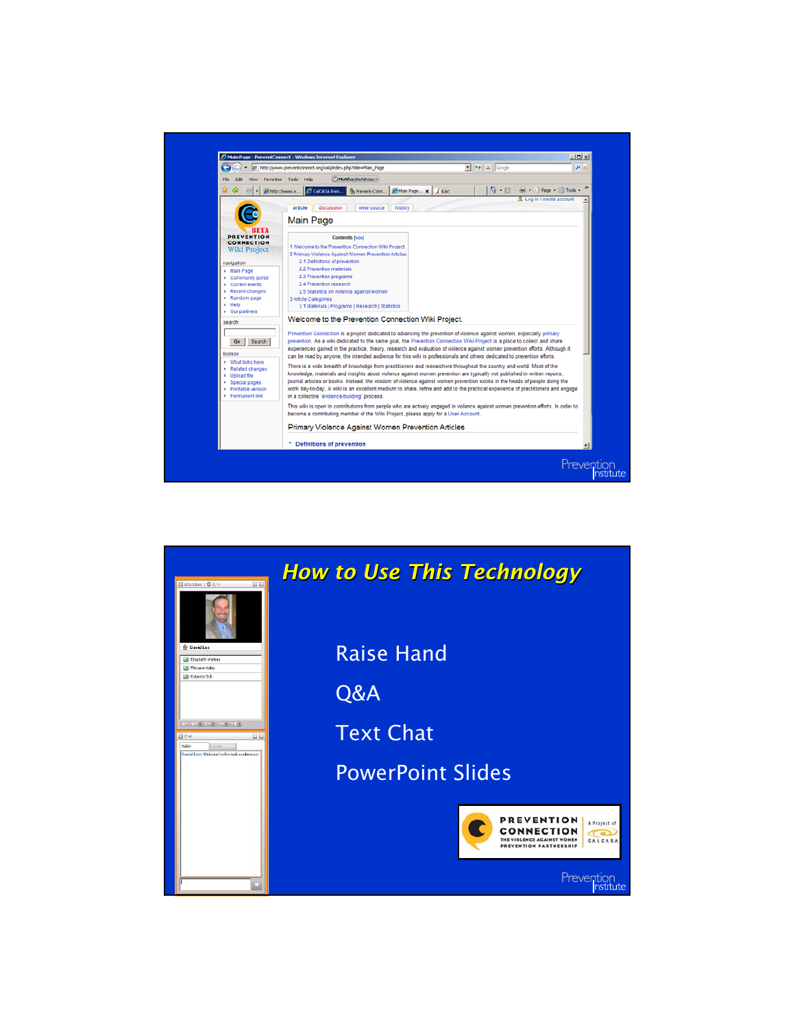Main Page

Contents [hide]

1 Welcome to the Prevention Connection Wiki Project
2 Primary Violence Against Women Prevention Articles
2.1 Definitions of prevention
2.2 Prevention materials
2.3 Prevention programs
2.4 Prevention research
2.5 Statistics on violence against women
3 Article Categories
3.1 Materials | Programs | Research | Statistics

Welcome to the Prevention Connection Wiki Project.

Prevention Connection is a project dedicated to advancing the prevention of violence against women, especially primary prevention. As a wiki dedicated to the same goal, the Prevention Connection Wiki Project is a place to collect and share experiences gained in the practice, theory, research and evaluation of violence against women prevention efforts. Although it can be read by anyone, the intended audience for this wiki is professionals and others dedicated to prevention efforts.

There is a wide breadth of knowledge from practitioners and researchers throughout the country and world. Most of the knowledge, materials and insights about violence against women prevention are typically not published in written reports, journal articles or books. Instead, the wisdom of violence against women prevention exists in the heads of people doing the work day-to-day. A wiki is an excellent medium to share, refine and add to the practical experience of practitioners and engage in a collective 'evidence-building' process.

This wiki is open to contributions from people who are actively engaged in violence against women prevention efforts. In order to become a contributing member of the Wiki Project, please apply for a User Account.

Primary Violence Against Women Prevention Articles

- Definitions of prevention

Prevention Institute

# How to Use This Technology

- Raise Hand
- Q&A
- Text Chat
- PowerPoint Slides

PREVENTION CONNECTION
THE VIOLENCE AGAINST WOMEN PREVENTION PARTNERSHIP
A Project of CALCASA

Prevention Institute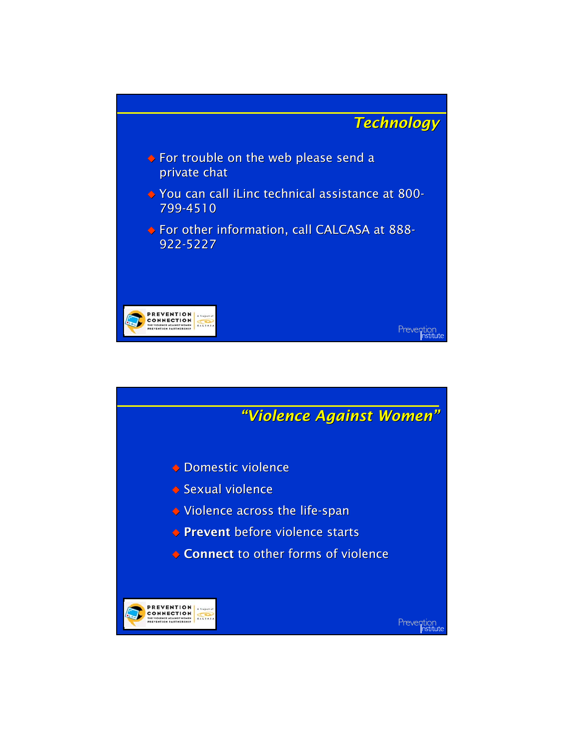## Technology

- For trouble on the web please send a private chat
- You can call iLinc technical assistance at 800-799-4510
- For other information, call CALCASA at 888-922-5227

PREVENTION CONNECTION
THE VIOLENCE AGAINST WOMEN PREVENTION PARTNERSHIP
A Project of CALCASA

Prevention Institute

## "Violence Against Women"

- Domestic violence
- Sexual violence
- Violence across the life-span
- **Prevent** before violence starts
- **Connect** to other forms of violence

PREVENTION CONNECTION
THE VIOLENCE AGAINST WOMEN PREVENTION PARTNERSHIP
A Project of CALCASA

Prevention Institute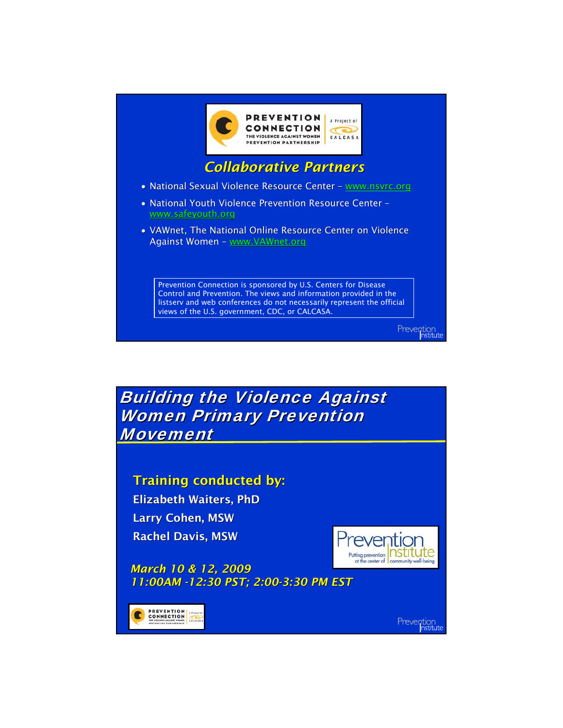## Collaborative Partners

- National Sexual Violence Resource Center – www.nsvrc.org
- National Youth Violence Prevention Resource Center – www.safeyouth.org
- VAWnet, The National Online Resource Center on Violence Against Women – www.VAWnet.org

Prevention Connection is sponsored by U.S. Centers for Disease Control and Prevention. The views and information provided in the listserv and web conferences do not necessarily represent the official views of the U.S. government, CDC, or CALCASA.

## Building the Violence Against Women Primary Prevention Movement

**Training conducted by:**

**Elizabeth Waiters, PhD**

**Larry Cohen, MSW**

**Rachel Davis, MSW**

*March 10 & 12, 2009*
*11:00AM -12:30 PST; 2:00-3:30 PM EST*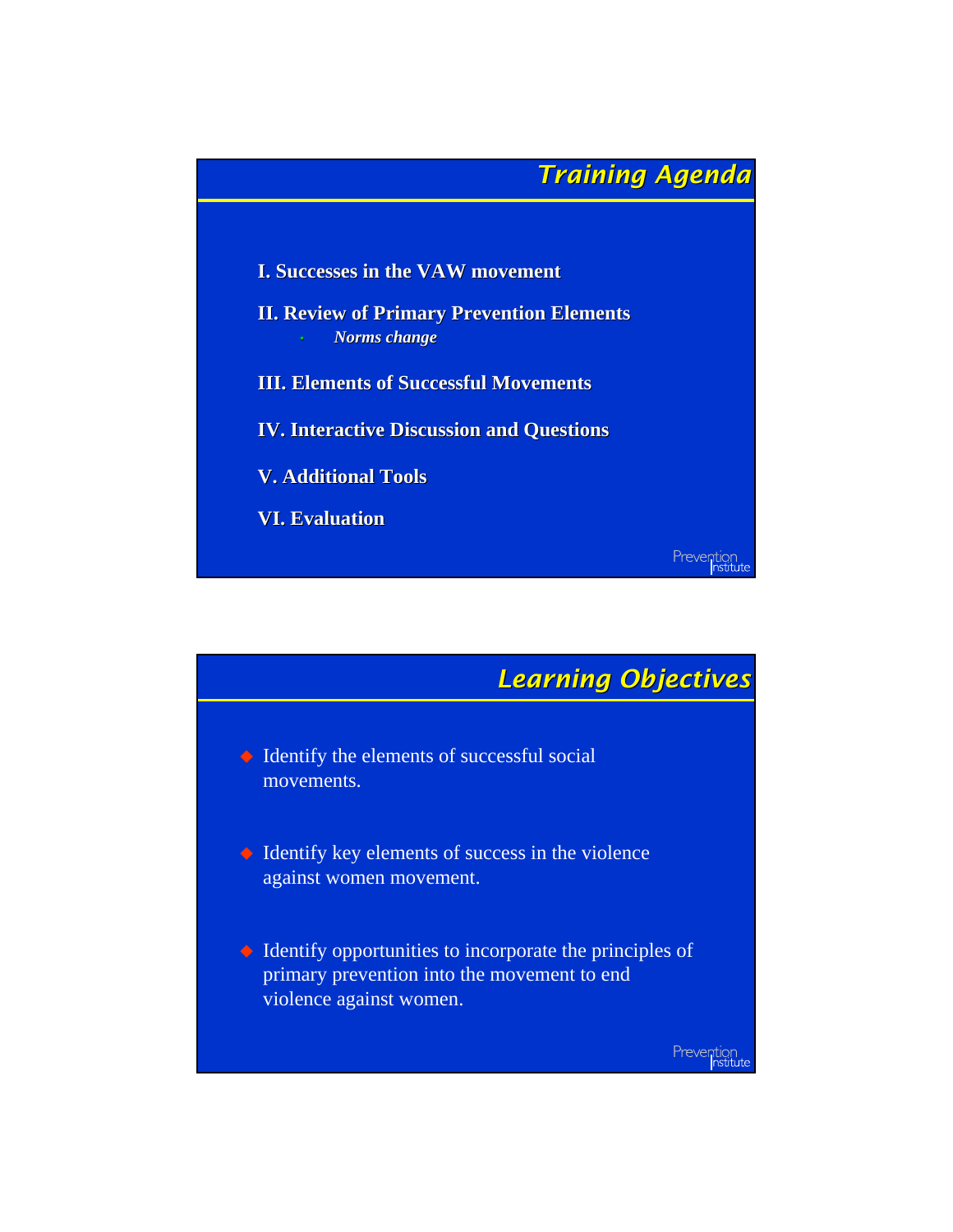## Training Agenda

**I. Successes in the VAW movement**

**II. Review of Primary Prevention Elements**

- ***Norms change***

**III. Elements of Successful Movements**

**IV. Interactive Discussion and Questions**

**V. Additional Tools**

**VI. Evaluation**

Prevention Institute

## Learning Objectives

- Identify the elements of successful social movements.
- Identify key elements of success in the violence against women movement.
- Identify opportunities to incorporate the principles of primary prevention into the movement to end violence against women.

Prevention Institute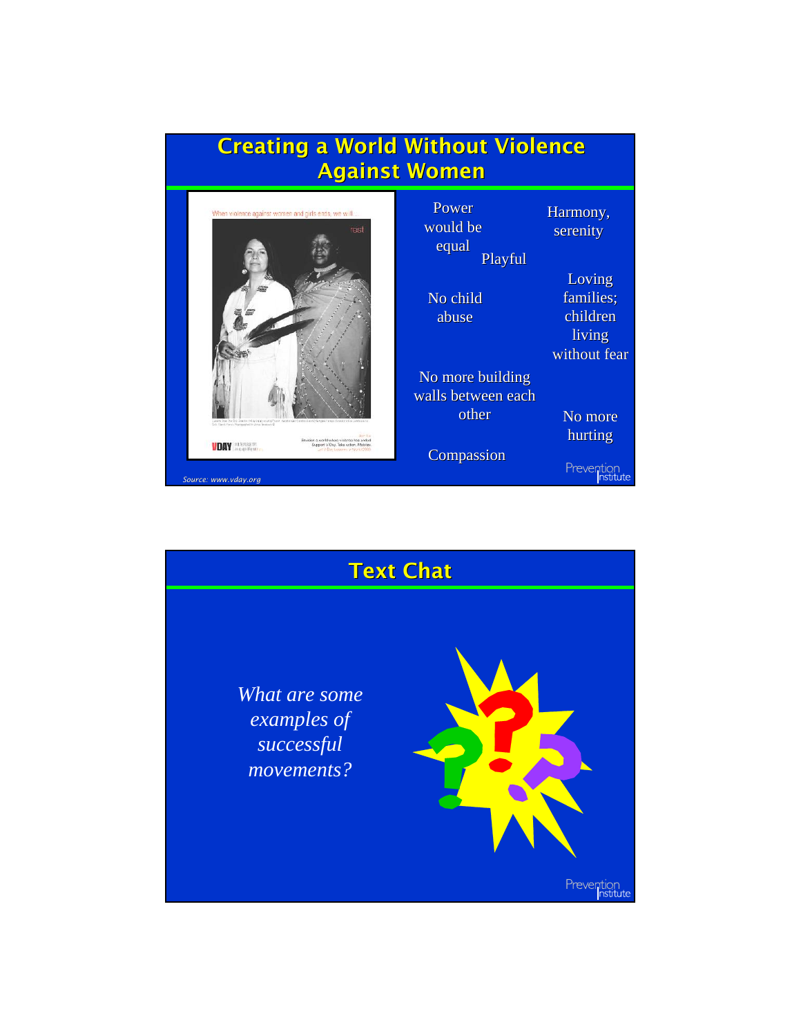## Creating a World Without Violence Against Women

Power would be equal

Playful

Harmony, serenity

No child abuse

Loving families; children living without fear

No more building walls between each other

No more hurting

Compassion

*Source: www.vday.org*

## Text Chat

*What are some examples of successful movements?*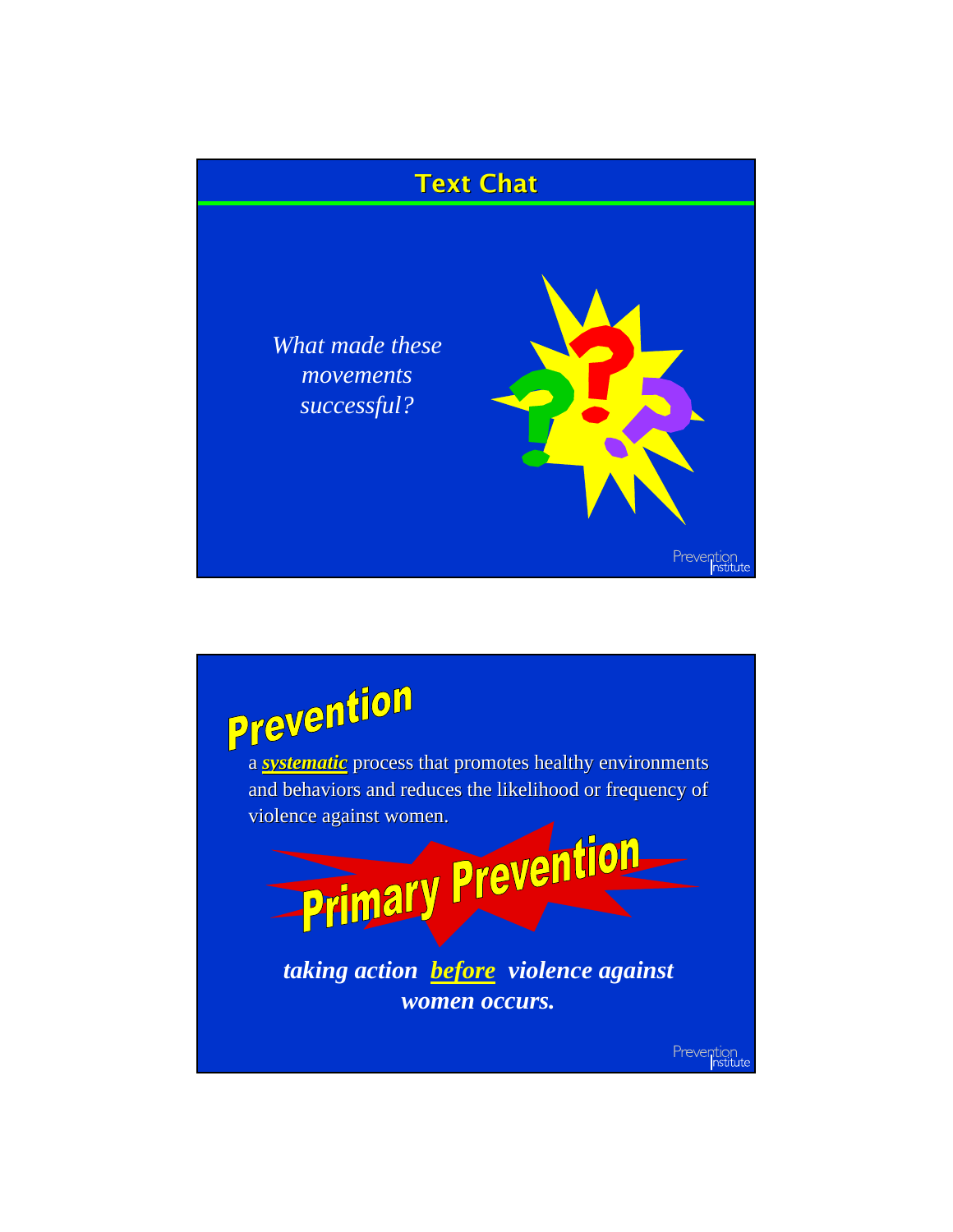## Text Chat

*What made these movements successful?*

---

## Prevention

a ***systematic*** process that promotes healthy environments and behaviors and reduces the likelihood or frequency of violence against women.

## Primary Prevention

***taking action before violence against women occurs.***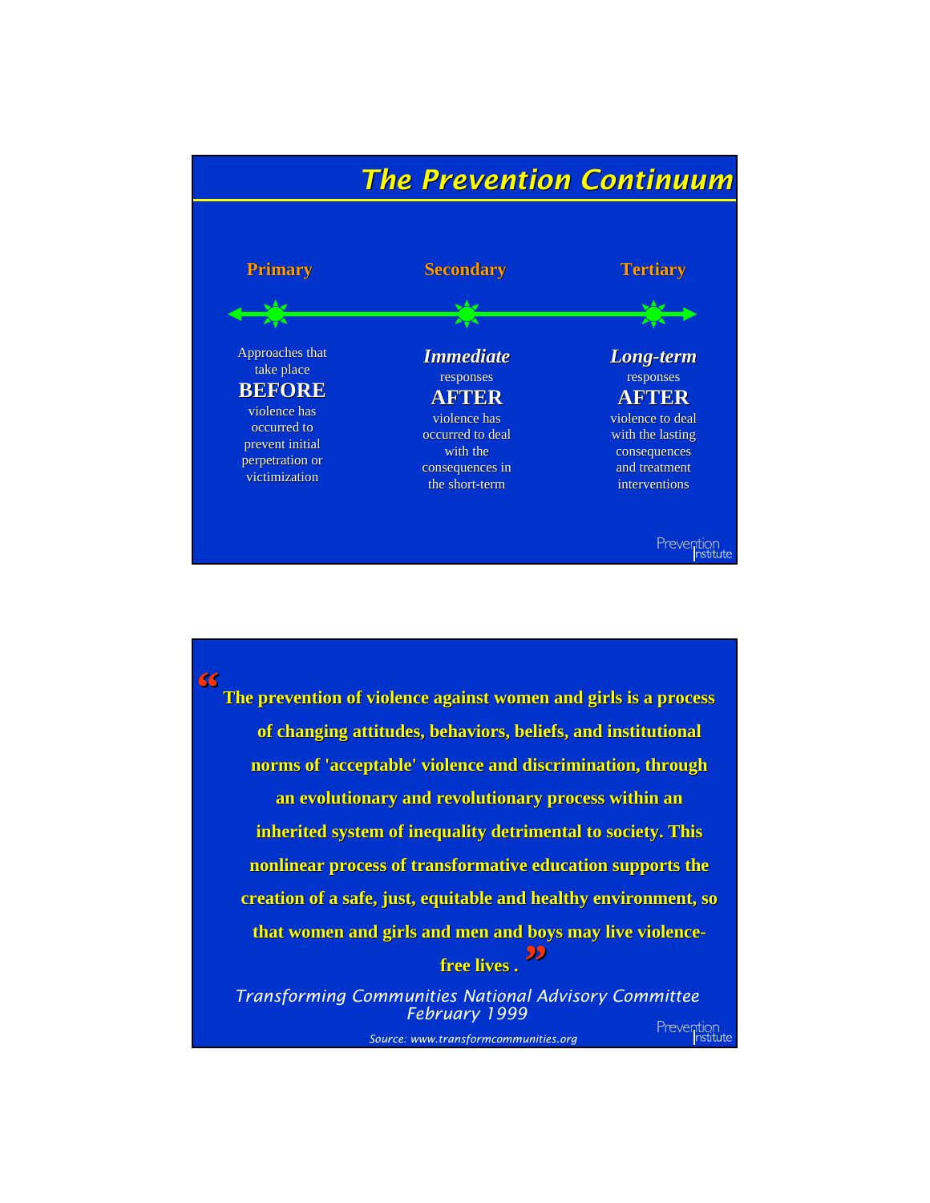# The Prevention Continuum

| Primary | Secondary | Tertiary |
| --- | --- | --- |
| Approaches that take place **BEFORE** violence has occurred to prevent initial perpetration or victimization | ***Immediate*** responses **AFTER** violence has occurred to deal with the consequences in the short-term | ***Long-term*** responses **AFTER** violence to deal with the lasting consequences and treatment interventions |

Prevention Institute

---

**"The prevention of violence against women and girls is a process of changing attitudes, behaviors, beliefs, and institutional norms of 'acceptable' violence and discrimination, through an evolutionary and revolutionary process within an inherited system of inequality detrimental to society. This nonlinear process of transformative education supports the creation of a safe, just, equitable and healthy environment, so that women and girls and men and boys may live violence-free lives ."**

*Transforming Communities National Advisory Committee*
*February 1999*

*Source: www.transformcommunities.org*

Prevention Institute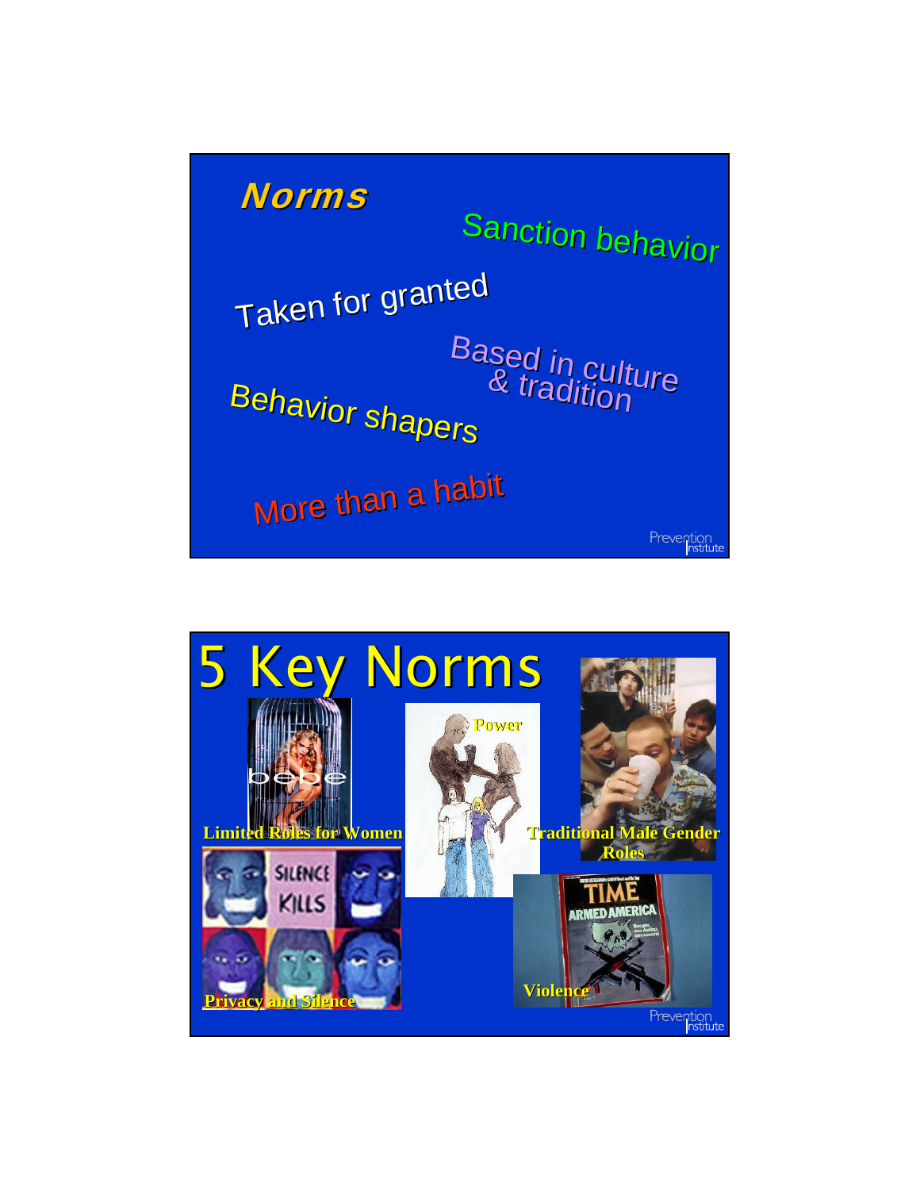# Norms

Sanction behavior

Taken for granted

Based in culture & tradition

Behavior shapers

More than a habit

# 5 Key Norms

- Limited Roles for Women
- Power
- Traditional Male Gender Roles
- Privacy and Silence
- Violence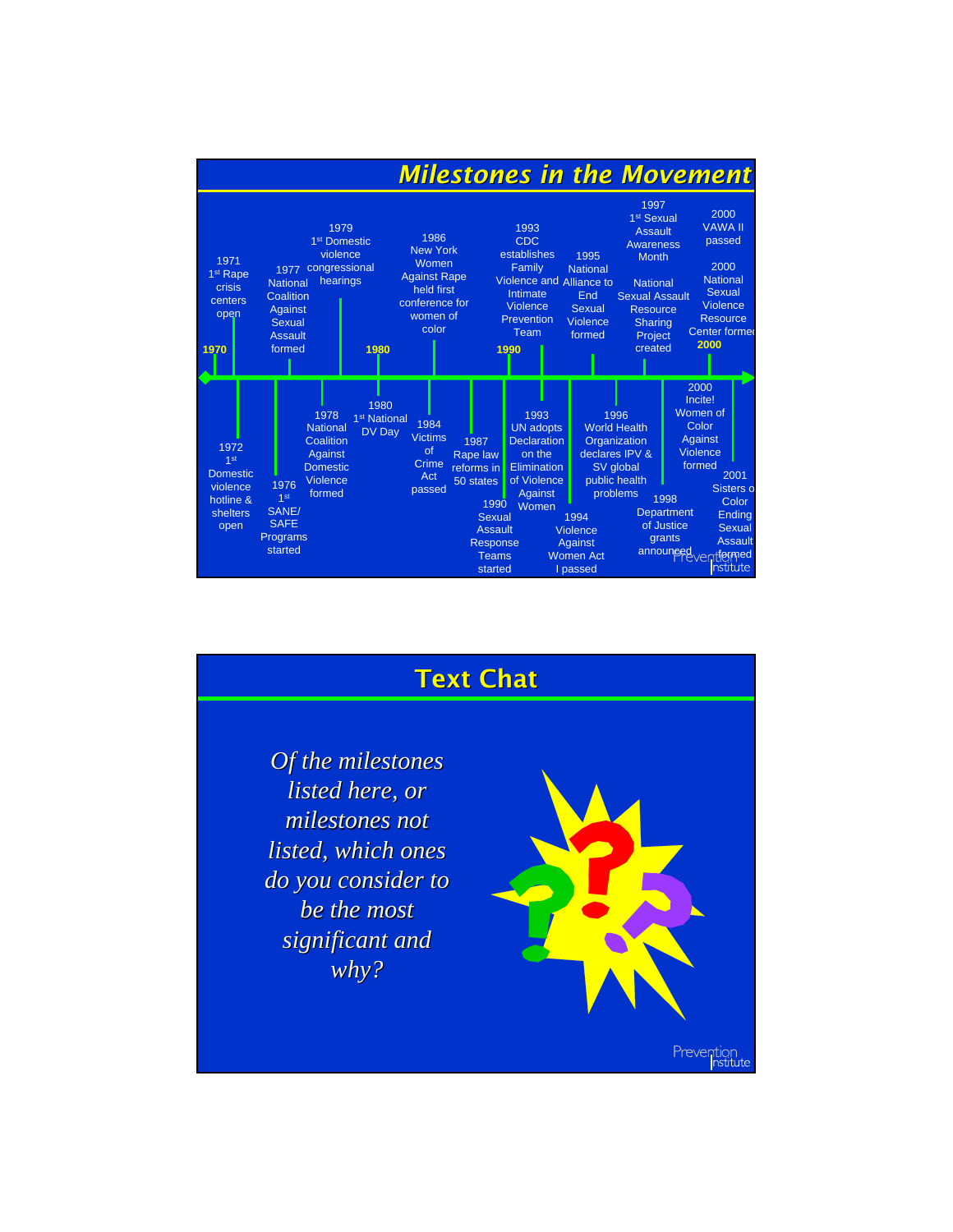## Milestones in the Movement

- **1970**
- 1971 1st Rape crisis centers open
- 1972 1st Domestic violence hotline & shelters open
- 1976 1st SANE/SAFE Programs started
- 1977 National Coalition Against Sexual Assault formed
- 1978 National Coalition Against Domestic Violence formed
- 1979 1st Domestic violence congressional hearings
- **1980**
- 1980 1st National DV Day
- 1984 Victims of Crime Act passed
- 1986 New York Women Against Rape held first conference for women of color
- 1987 Rape law reforms in 50 states
- **1990**
- 1990 Sexual Assault Response Teams started
- 1993 CDC establishes Family Violence and Intimate Violence Prevention Team
- 1993 UN adopts Declaration on the Elimination of Violence Against Women
- 1994 Violence Against Women Act I passed
- 1995 National Alliance to End Sexual Violence formed
- 1996 World Health Organization declares IPV & SV global public health problems
- 1997 1st Sexual Assault Awareness Month
- National Sexual Assault Resource Sharing Project created
- 1998 Department of Justice grants announced
- **2000**
- 2000 VAWA II passed
- 2000 National Sexual Violence Resource Center formed
- 2000 Incite! Women of Color Against Violence formed
- 2001 Sisters of Color Ending Sexual Assault formed

## Text Chat

*Of the milestones listed here, or milestones not listed, which ones do you consider to be the most significant and why?*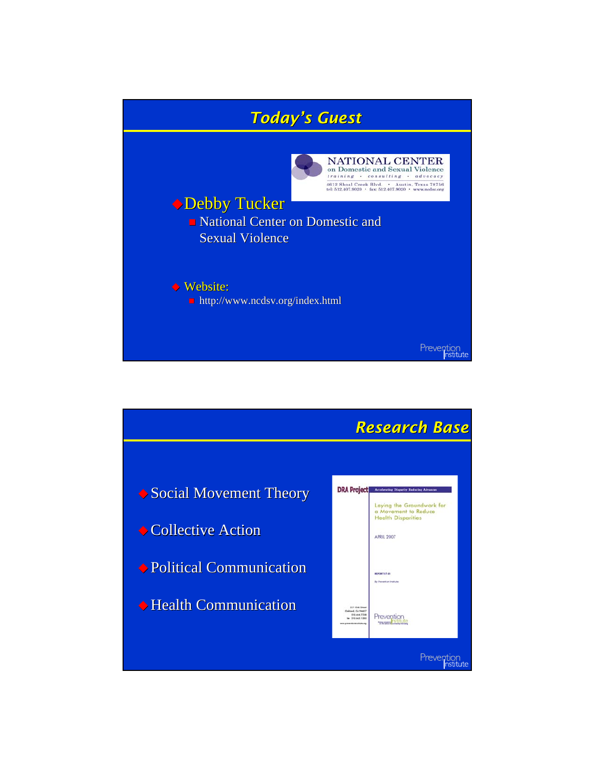## Today's Guest

- Debby Tucker
  - National Center on Domestic and Sexual Violence

- Website:
  - http://www.ncdsv.org/index.html

## Research Base

- Social Movement Theory
- Collective Action
- Political Communication
- Health Communication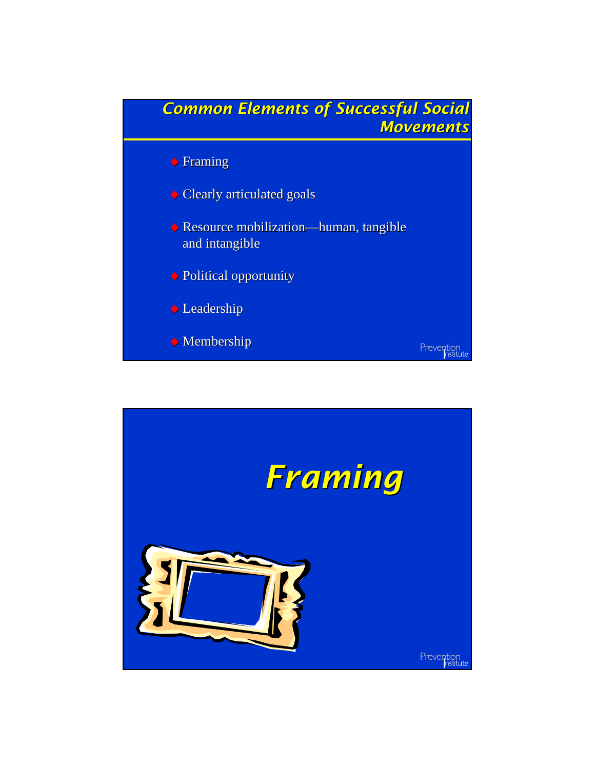## Common Elements of Successful Social Movements

- Framing
- Clearly articulated goals
- Resource mobilization—human, tangible and intangible
- Political opportunity
- Leadership
- Membership

## Framing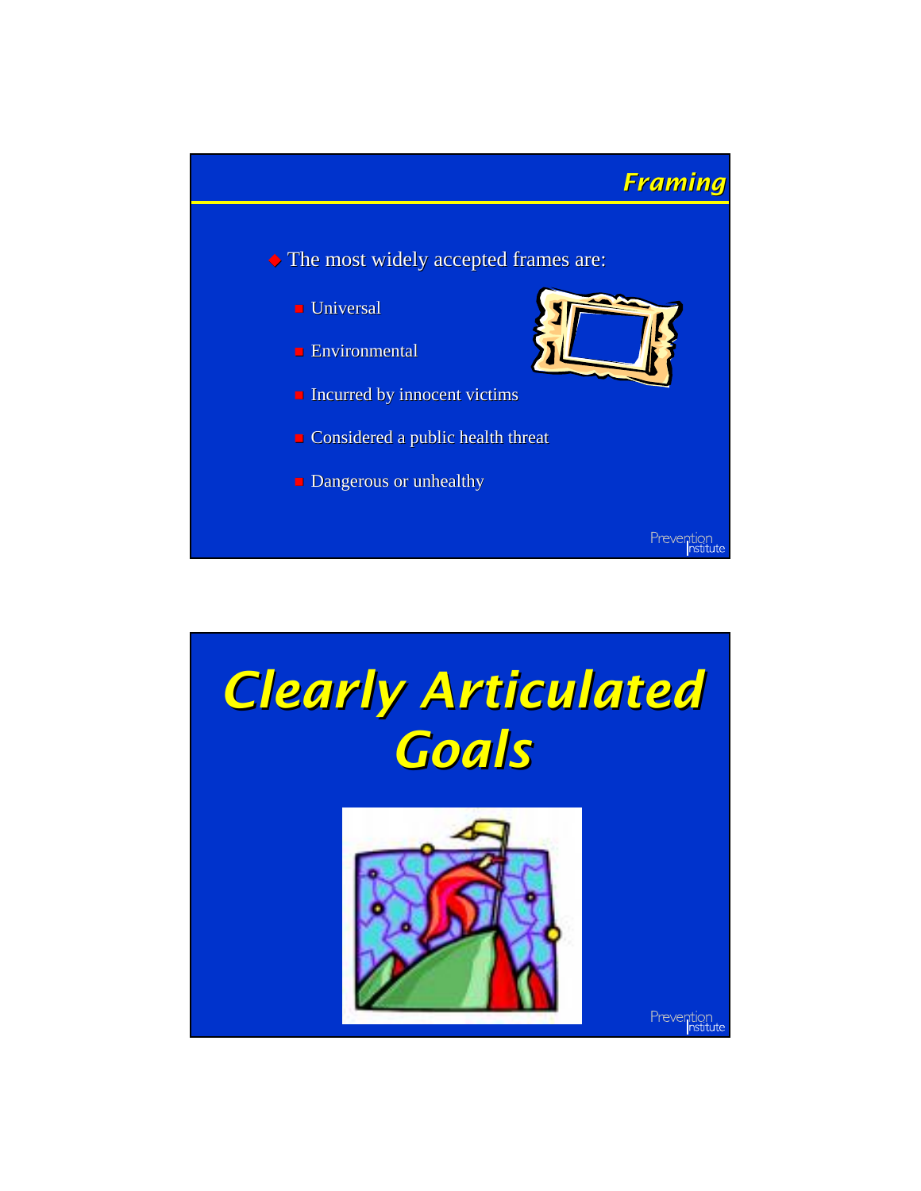## Framing

- The most widely accepted frames are:
  - Universal
  - Environmental
  - Incurred by innocent victims
  - Considered a public health threat
  - Dangerous or unhealthy

# Clearly Articulated Goals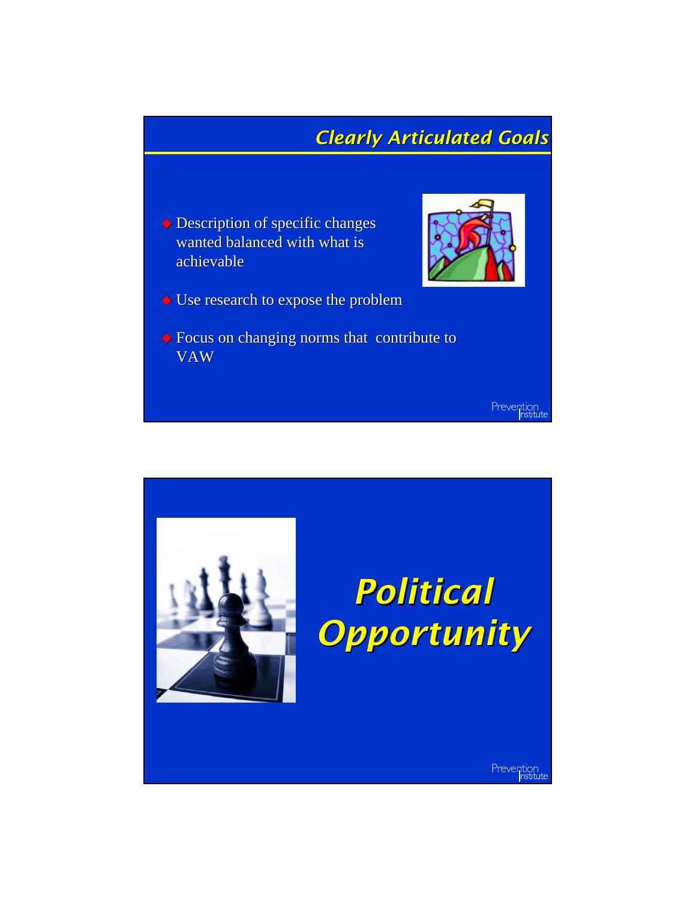## Clearly Articulated Goals

- Description of specific changes wanted balanced with what is achievable
- Use research to expose the problem
- Focus on changing norms that contribute to VAW

# Political Opportunity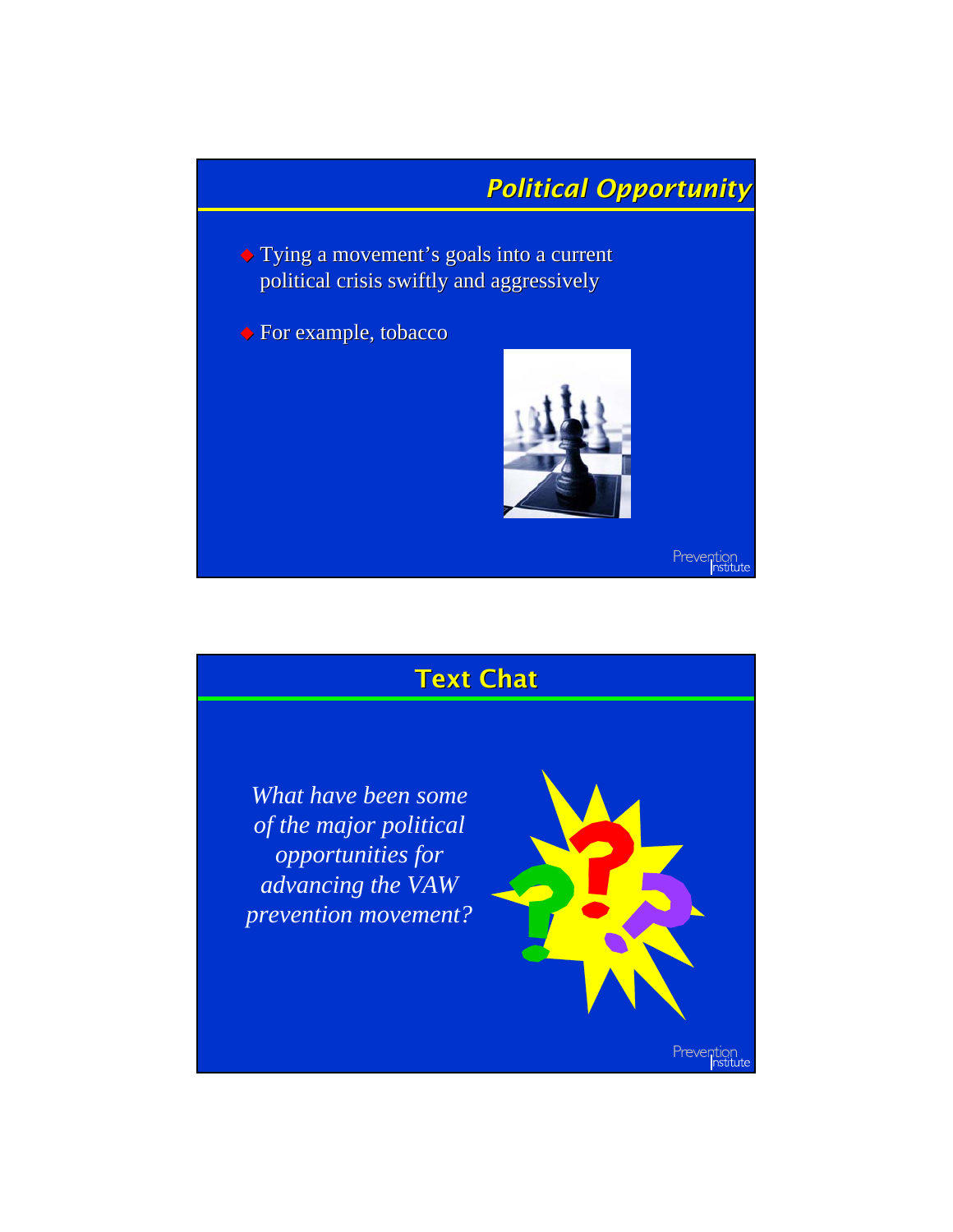## Political Opportunity

- Tying a movement's goals into a current political crisis swiftly and aggressively
- For example, tobacco

## Text Chat

*What have been some of the major political opportunities for advancing the VAW prevention movement?*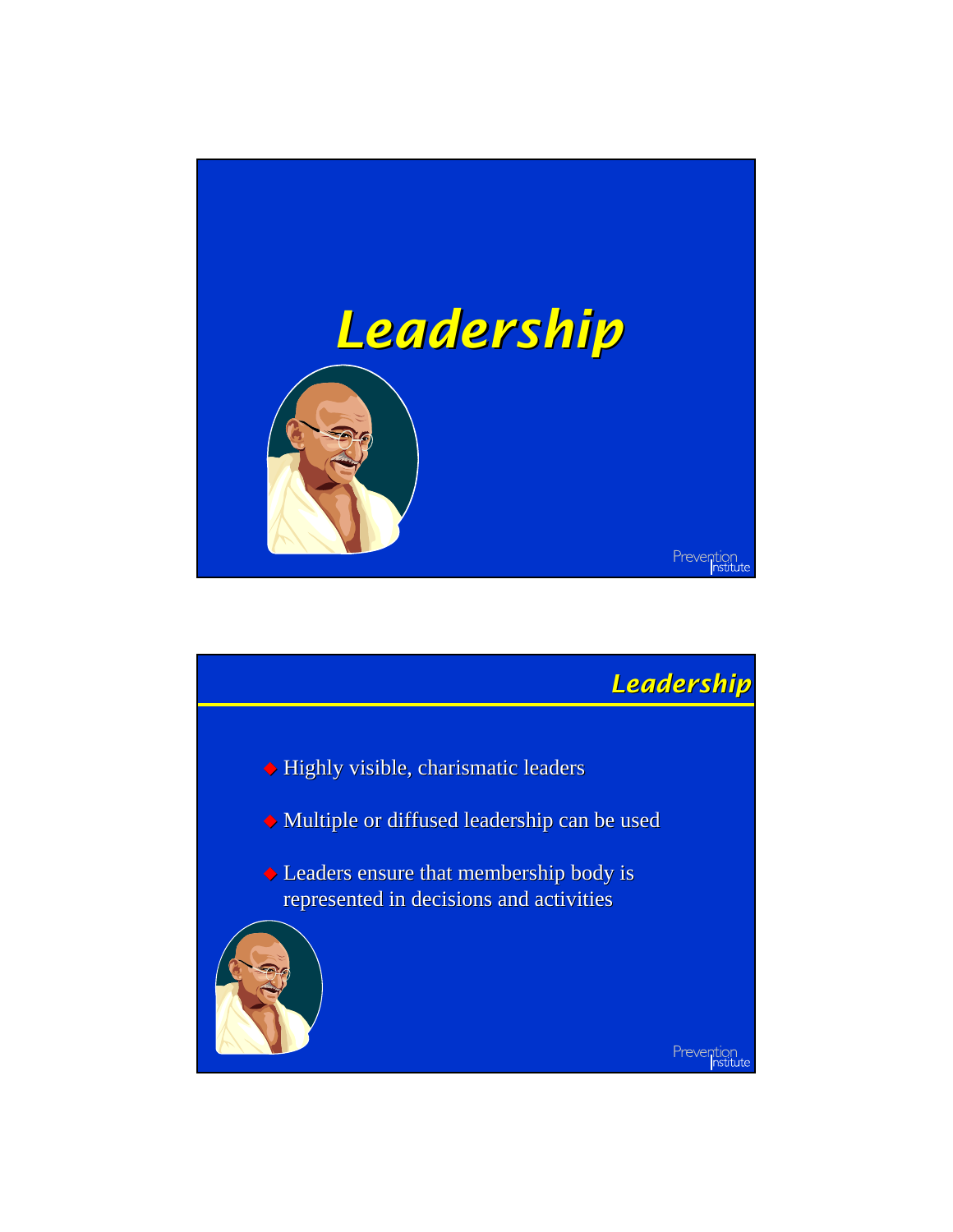# Leadership

## Leadership

- Highly visible, charismatic leaders
- Multiple or diffused leadership can be used
- Leaders ensure that membership body is represented in decisions and activities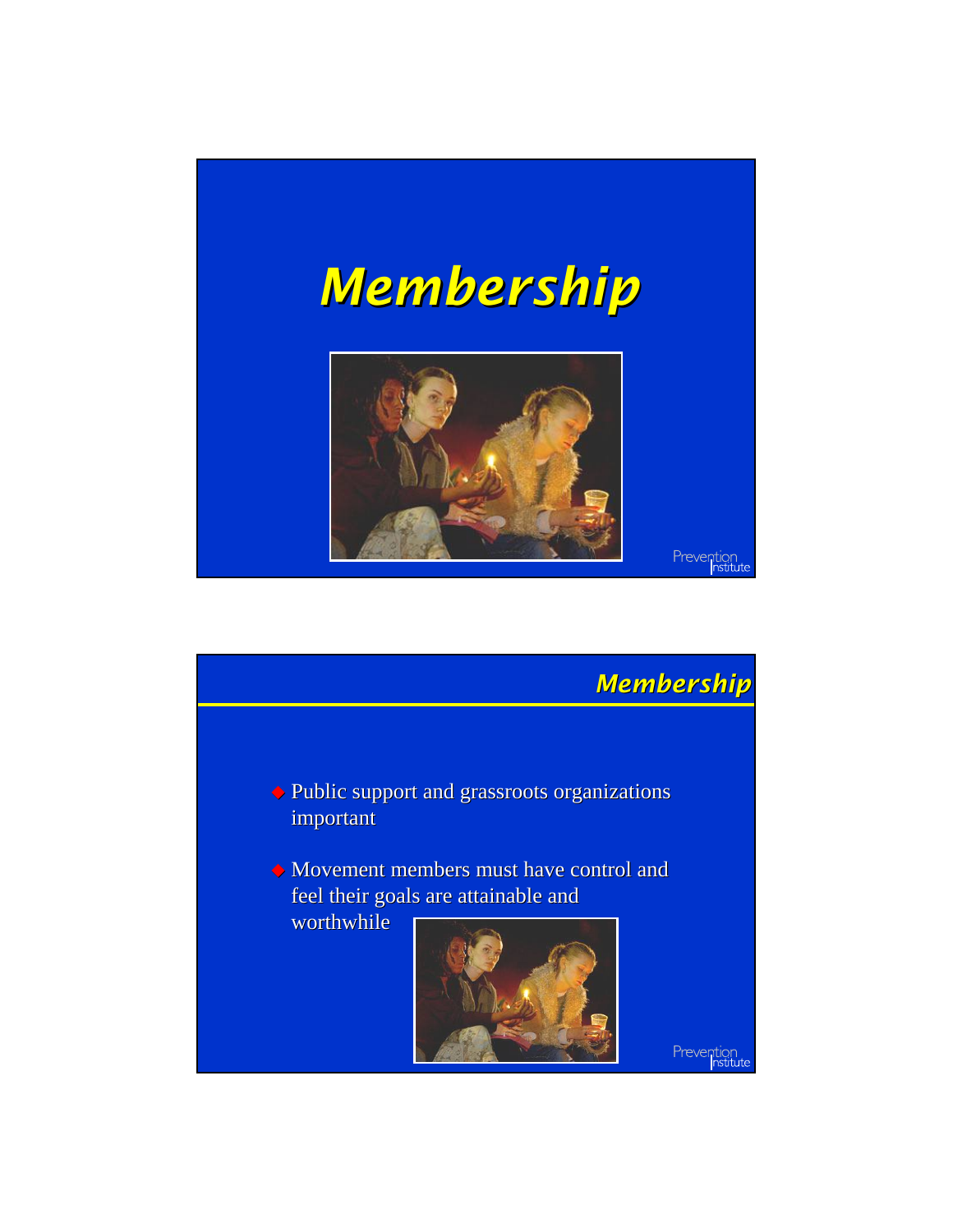# Membership

## Membership

- Public support and grassroots organizations important
- Movement members must have control and feel their goals are attainable and worthwhile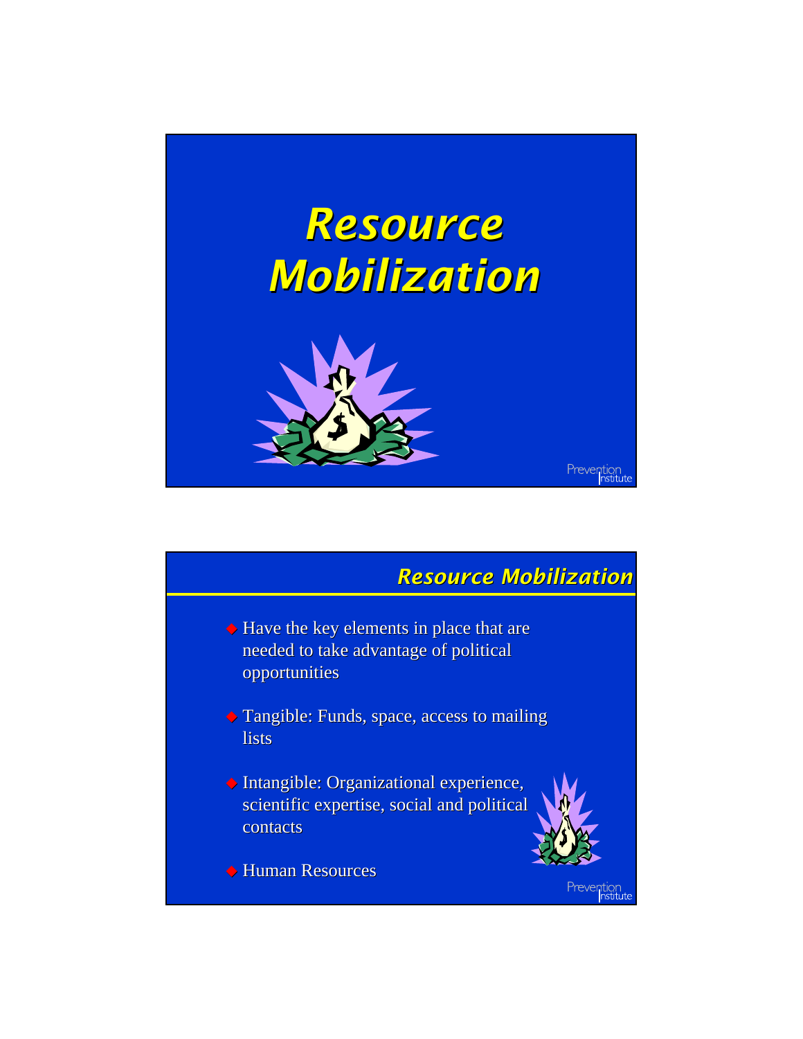# Resource Mobilization

## Resource Mobilization

- Have the key elements in place that are needed to take advantage of political opportunities
- Tangible: Funds, space, access to mailing lists
- Intangible: Organizational experience, scientific expertise, social and political contacts
- Human Resources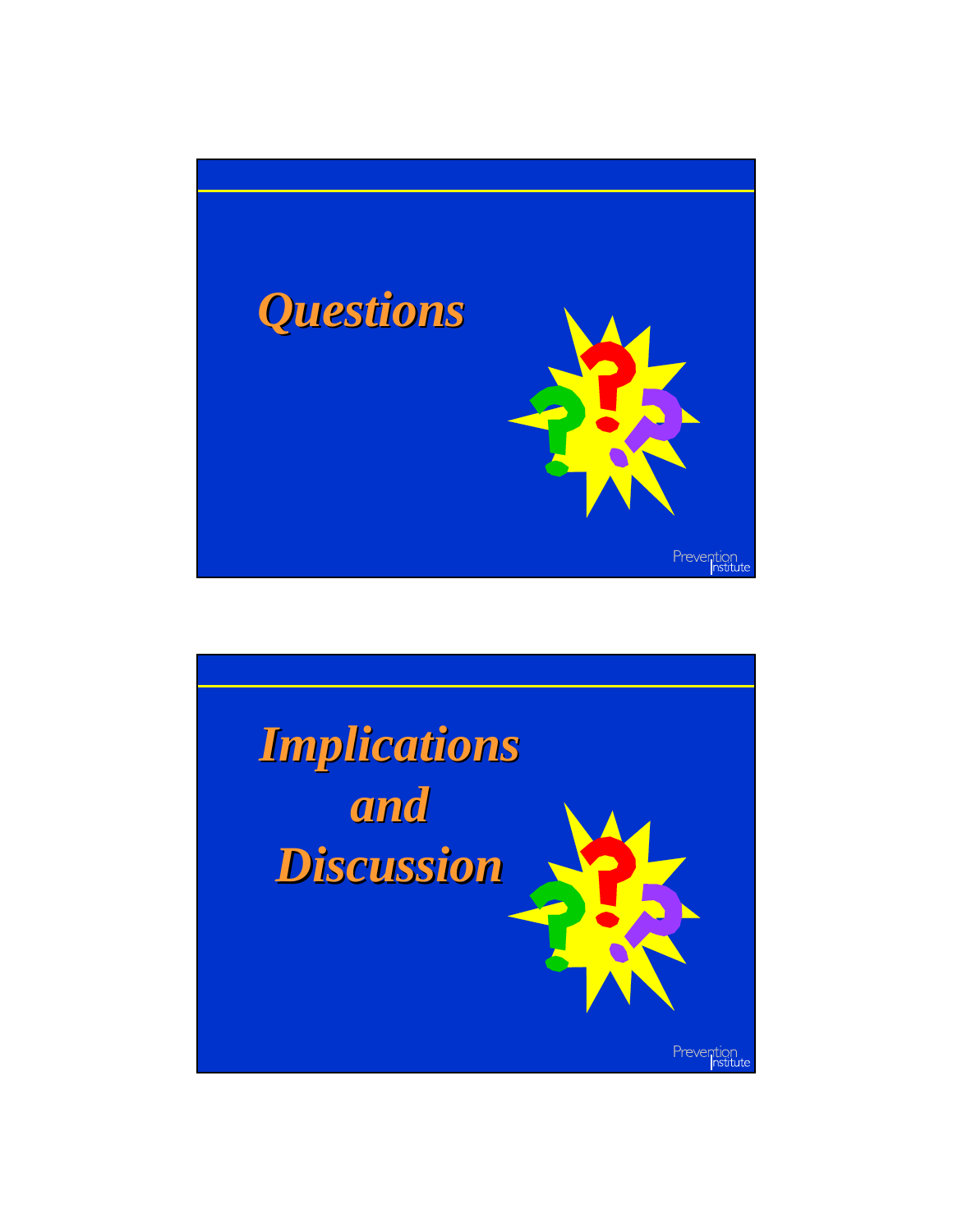# Questions

Prevention Institute

# Implications and Discussion

Prevention Institute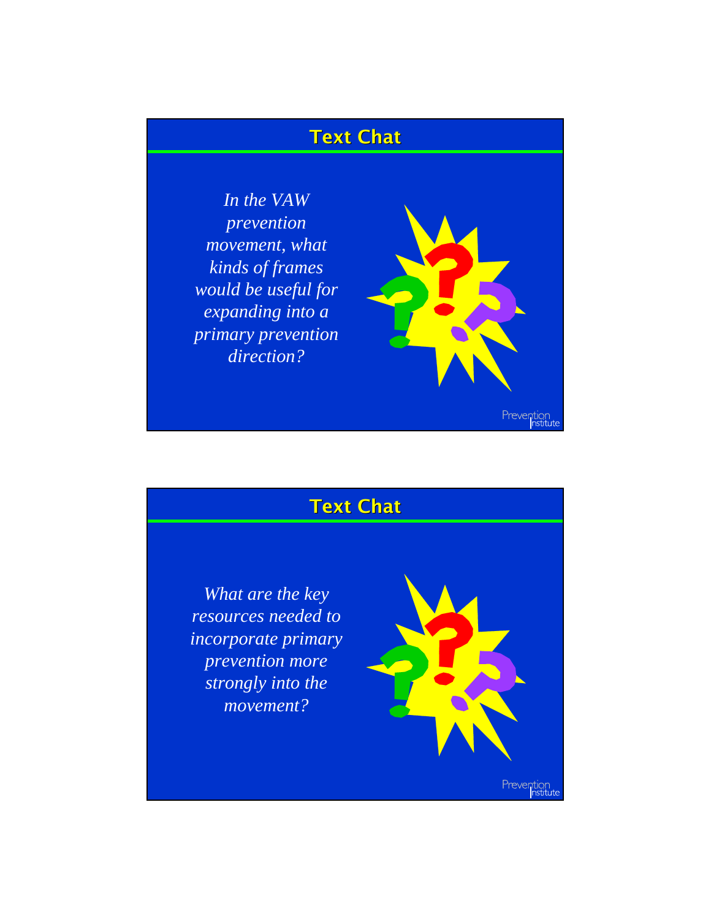## Text Chat

*In the VAW prevention movement, what kinds of frames would be useful for expanding into a primary prevention direction?*

## Text Chat

*What are the key resources needed to incorporate primary prevention more strongly into the movement?*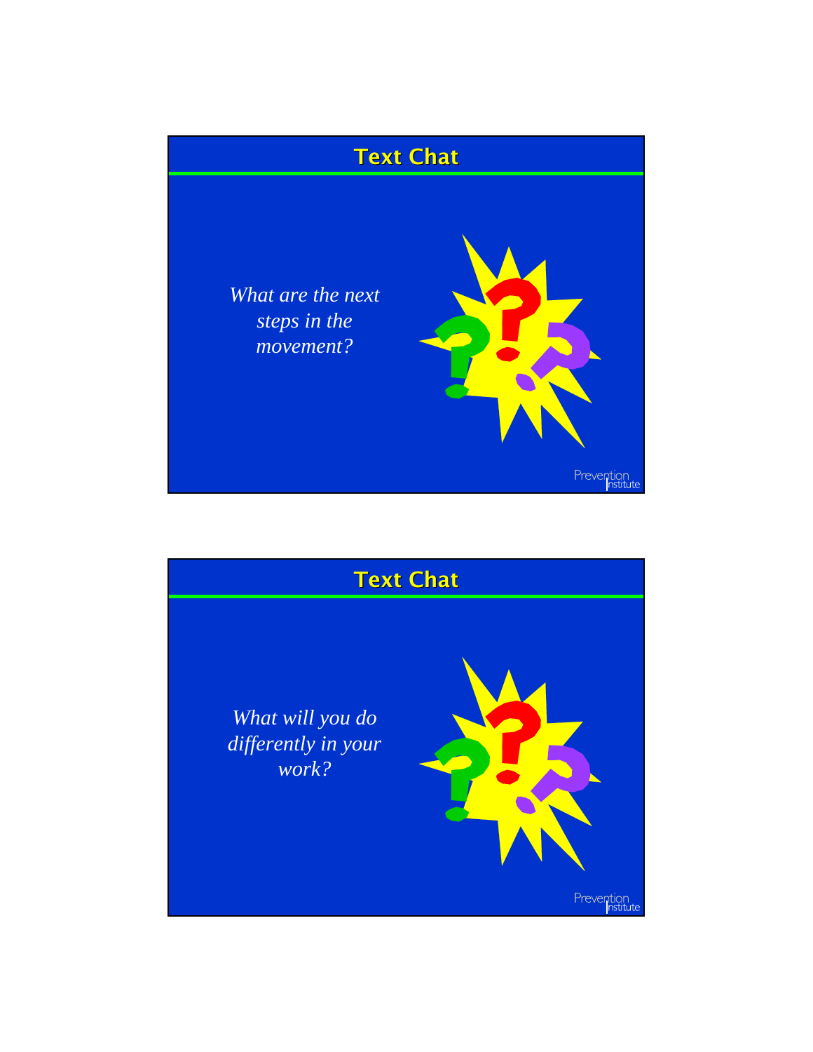## Text Chat

*What are the next steps in the movement?*

Prevention Institute

## Text Chat

*What will you do differently in your work?*

Prevention Institute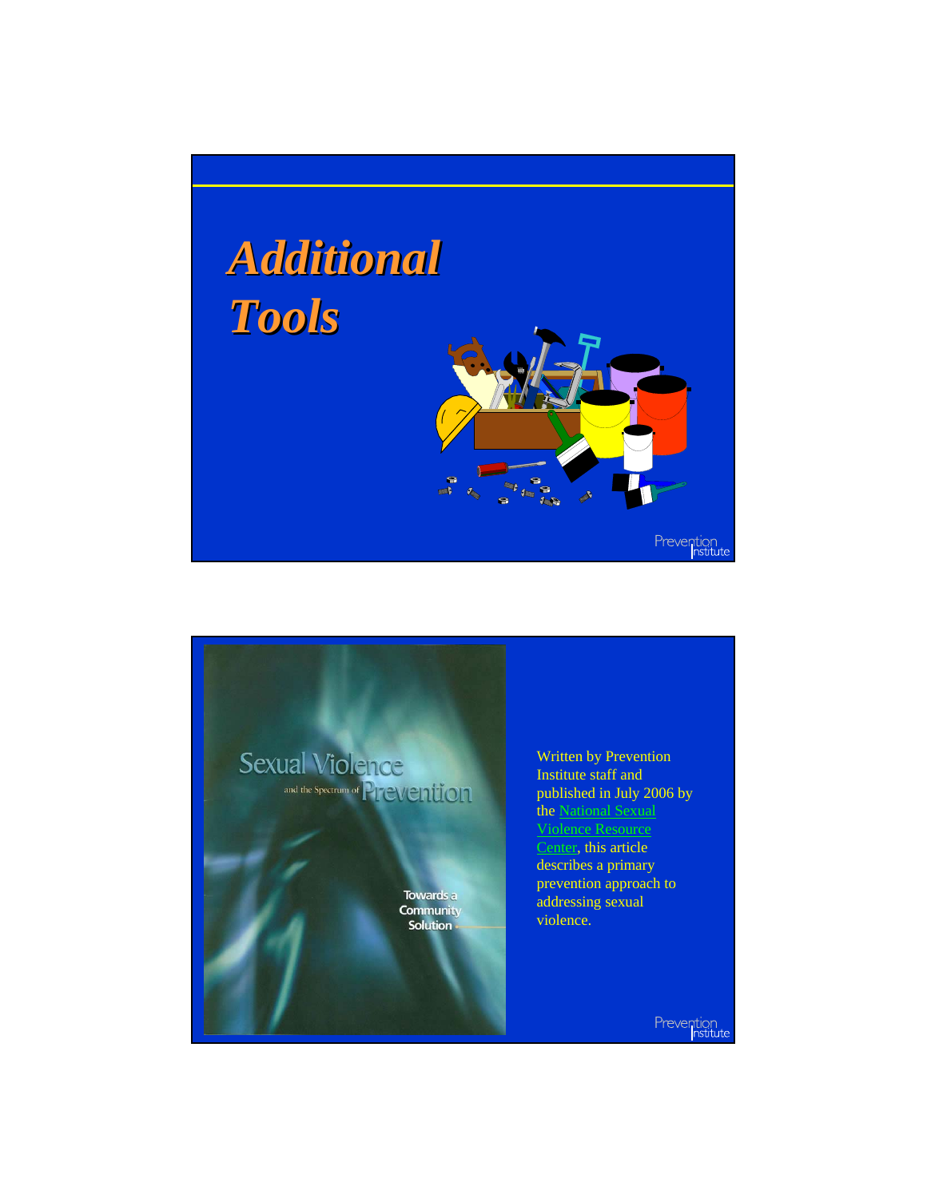# *Additional Tools*

Sexual Violence and the Spectrum of Prevention

Towards a Community Solution

Written by Prevention Institute staff and published in July 2006 by the National Sexual Violence Resource Center, this article describes a primary prevention approach to addressing sexual violence.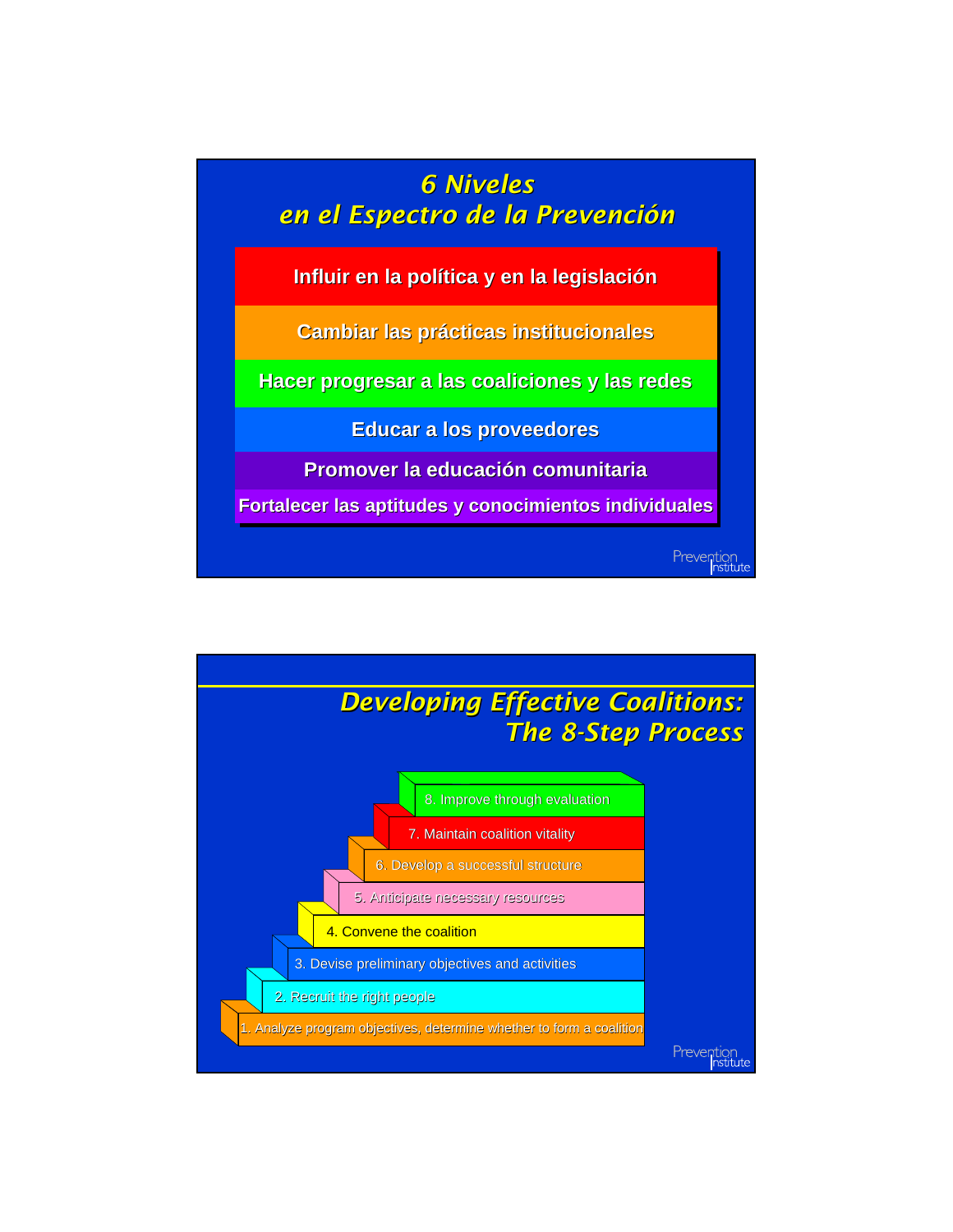## 6 Niveles en el Espectro de la Prevención

- Influir en la política y en la legislación
- Cambiar las prácticas institucionales
- Hacer progresar a las coaliciones y las redes
- Educar a los proveedores
- Promover la educación comunitaria
- Fortalecer las aptitudes y conocimientos individuales

Prevention Institute

## Developing Effective Coalitions: The 8-Step Process

8. Improve through evaluation
7. Maintain coalition vitality
6. Develop a successful structure
5. Anticipate necessary resources
4. Convene the coalition
3. Devise preliminary objectives and activities
2. Recruit the right people
1. Analyze program objectives, determine whether to form a coalition

Prevention Institute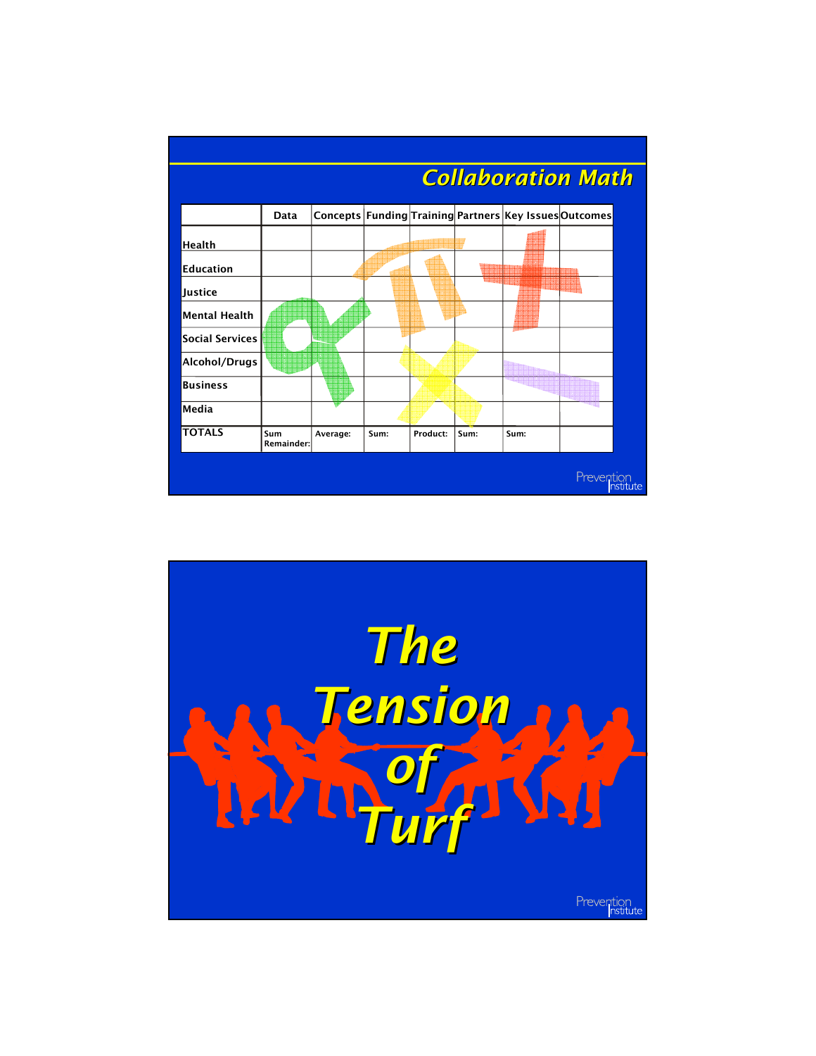## Collaboration Math

| | Data | Concepts | Funding | Training | Partners | Key Issues | Outcomes |
|---|---|---|---|---|---|---|---|
| Health | | | | | | | |
| Education | | | | | | | |
| Justice | | | | | | | |
| Mental Health | | | | | | | |
| Social Services | | | | | | | |
| Alcohol/Drugs | | | | | | | |
| Business | | | | | | | |
| Media | | | | | | | |
| TOTALS | Sum Remainder: | Average: | Sum: | Product: | Sum: | Sum: | |

# The Tension of Turf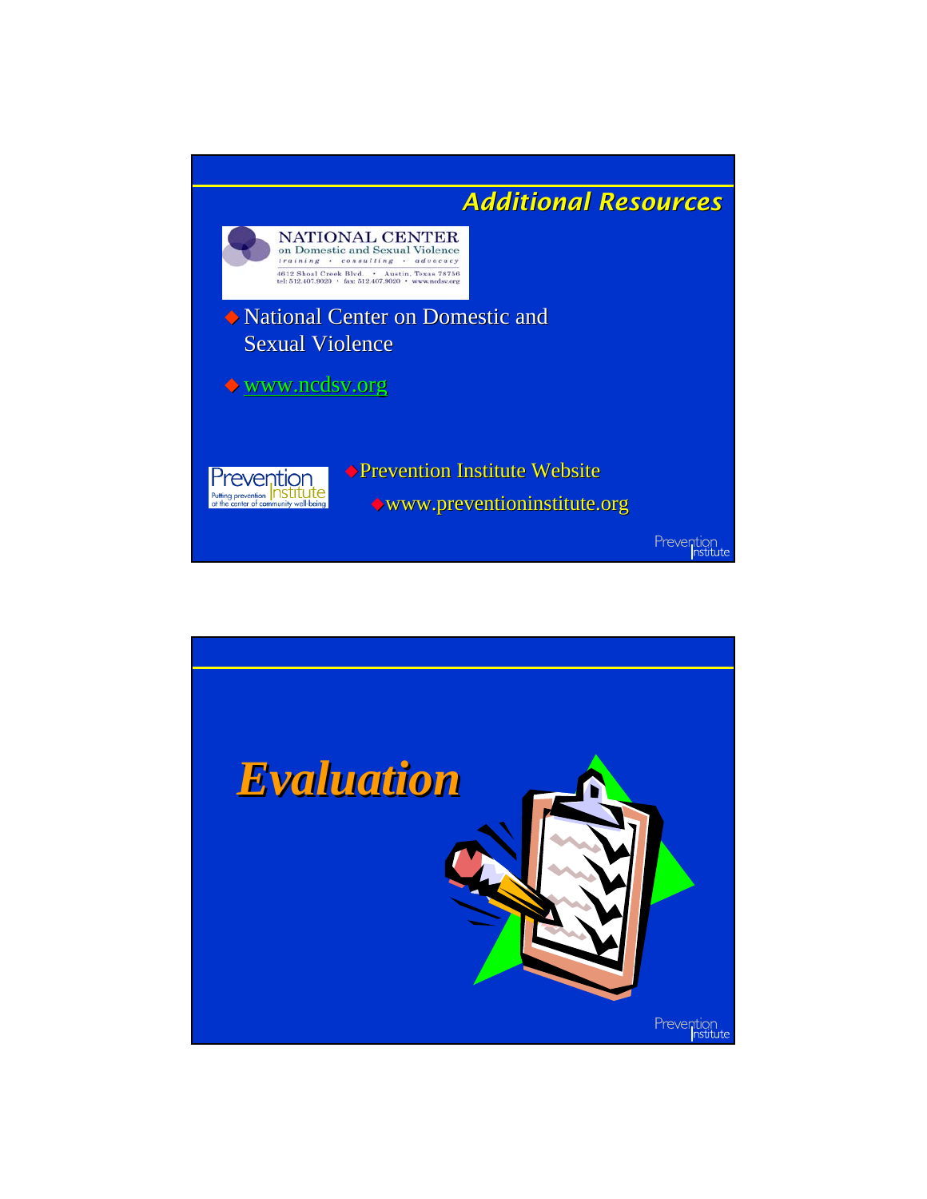## Additional Resources

NATIONAL CENTER
on Domestic and Sexual Violence
training • consulting • advocacy
4612 Shoal Creek Blvd. • Austin, Texas 78756
tel: 512.407.9020 • fax: 512.407.9020 • www.ncdsv.org

- National Center on Domestic and Sexual Violence
- www.ncdsv.org

Prevention Institute
Putting prevention at the center of community well-being

- Prevention Institute Website
  - www.preventioninstitute.org

# Evaluation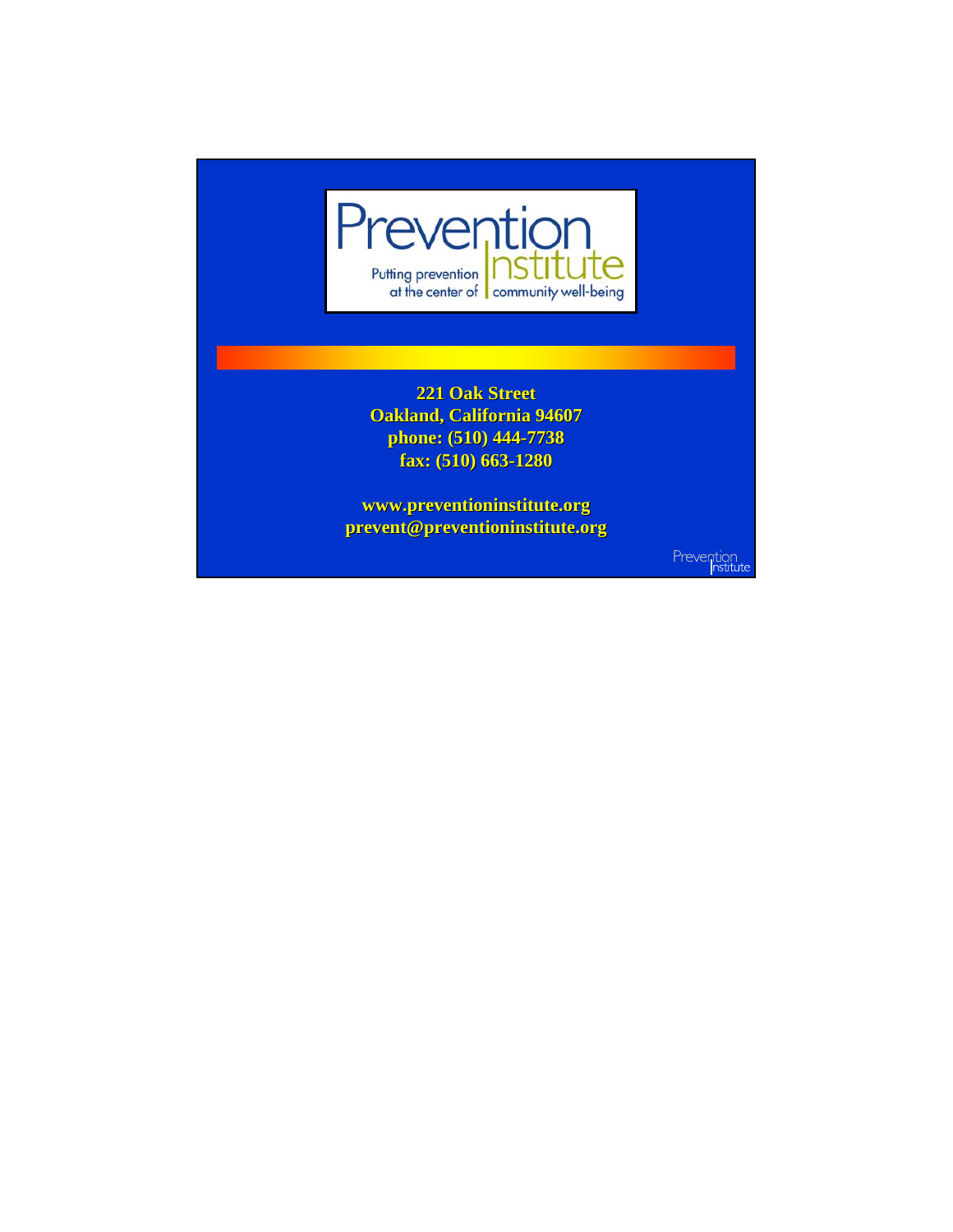Prevention Institute

Putting prevention at the center of community well-being

**221 Oak Street**
**Oakland, California 94607**
**phone: (510) 444-7738**
**fax: (510) 663-1280**

**www.preventioninstitute.org**
**prevent@preventioninstitute.org**